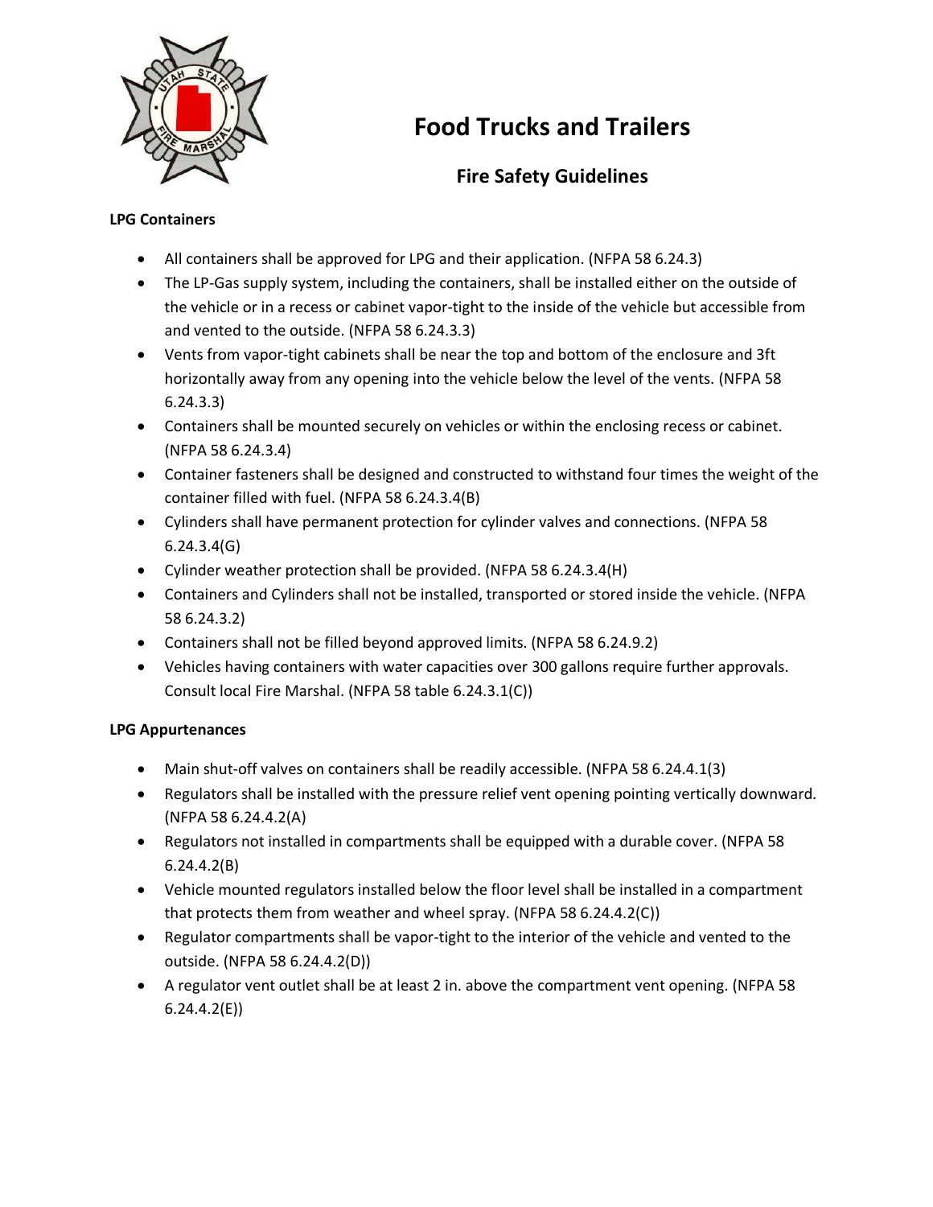# Food Trucks and Trailers

## Fire Safety Guidelines

**LPG Containers**

- All containers shall be approved for LPG and their application. (NFPA 58 6.24.3)
- The LP-Gas supply system, including the containers, shall be installed either on the outside of the vehicle or in a recess or cabinet vapor-tight to the inside of the vehicle but accessible from and vented to the outside. (NFPA 58 6.24.3.3)
- Vents from vapor-tight cabinets shall be near the top and bottom of the enclosure and 3ft horizontally away from any opening into the vehicle below the level of the vents. (NFPA 58 6.24.3.3)
- Containers shall be mounted securely on vehicles or within the enclosing recess or cabinet. (NFPA 58 6.24.3.4)
- Container fasteners shall be designed and constructed to withstand four times the weight of the container filled with fuel. (NFPA 58 6.24.3.4(B)
- Cylinders shall have permanent protection for cylinder valves and connections. (NFPA 58 6.24.3.4(G)
- Cylinder weather protection shall be provided. (NFPA 58 6.24.3.4(H)
- Containers and Cylinders shall not be installed, transported or stored inside the vehicle. (NFPA 58 6.24.3.2)
- Containers shall not be filled beyond approved limits. (NFPA 58 6.24.9.2)
- Vehicles having containers with water capacities over 300 gallons require further approvals. Consult local Fire Marshal. (NFPA 58 table 6.24.3.1(C))

**LPG Appurtenances**

- Main shut-off valves on containers shall be readily accessible. (NFPA 58 6.24.4.1(3)
- Regulators shall be installed with the pressure relief vent opening pointing vertically downward. (NFPA 58 6.24.4.2(A)
- Regulators not installed in compartments shall be equipped with a durable cover. (NFPA 58 6.24.4.2(B)
- Vehicle mounted regulators installed below the floor level shall be installed in a compartment that protects them from weather and wheel spray. (NFPA 58 6.24.4.2(C))
- Regulator compartments shall be vapor-tight to the interior of the vehicle and vented to the outside. (NFPA 58 6.24.4.2(D))
- A regulator vent outlet shall be at least 2 in. above the compartment vent opening. (NFPA 58 6.24.4.2(E))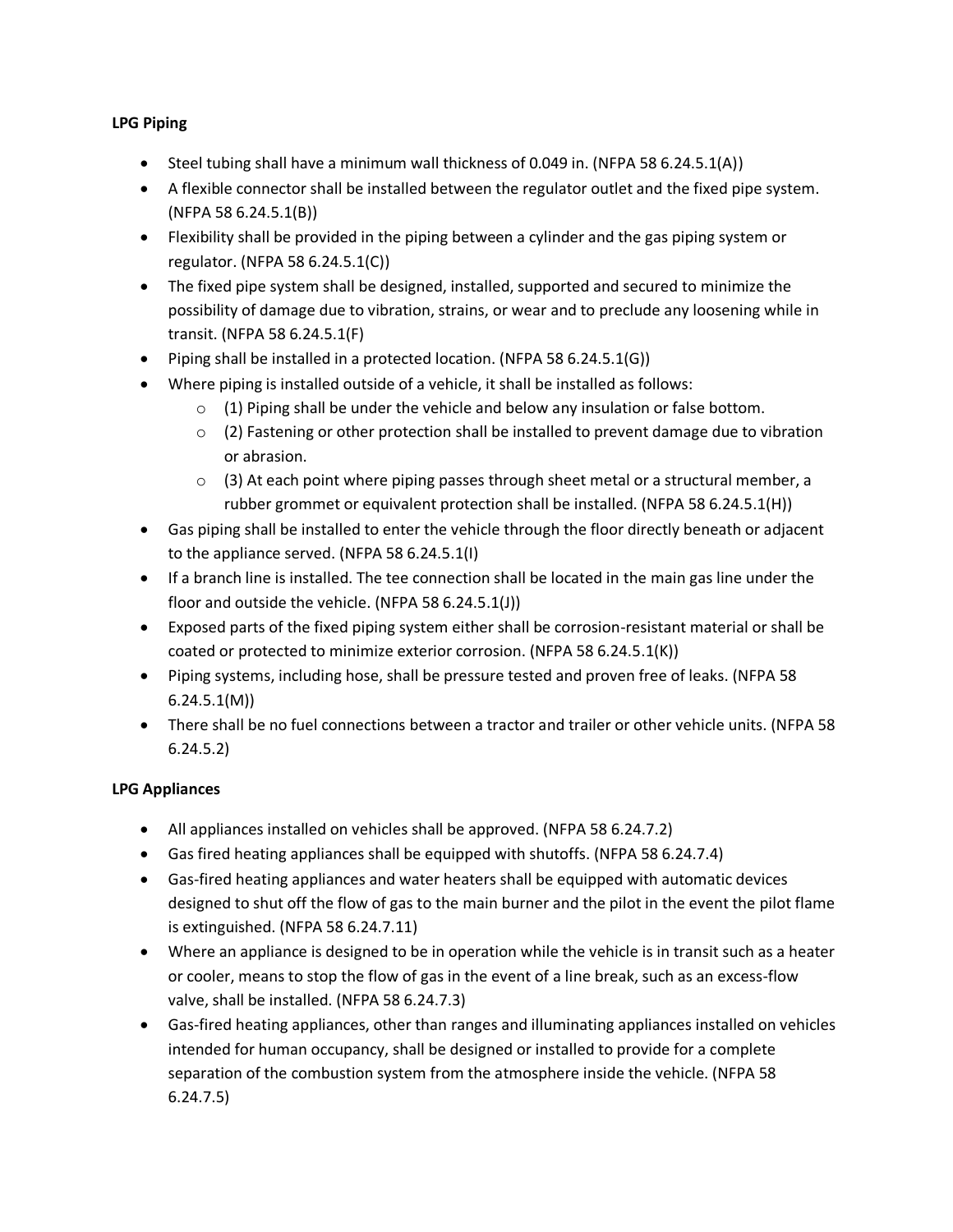**LPG Piping**

- Steel tubing shall have a minimum wall thickness of 0.049 in. (NFPA 58 6.24.5.1(A))
- A flexible connector shall be installed between the regulator outlet and the fixed pipe system. (NFPA 58 6.24.5.1(B))
- Flexibility shall be provided in the piping between a cylinder and the gas piping system or regulator. (NFPA 58 6.24.5.1(C))
- The fixed pipe system shall be designed, installed, supported and secured to minimize the possibility of damage due to vibration, strains, or wear and to preclude any loosening while in transit. (NFPA 58 6.24.5.1(F)
- Piping shall be installed in a protected location. (NFPA 58 6.24.5.1(G))
- Where piping is installed outside of a vehicle, it shall be installed as follows:
  - (1) Piping shall be under the vehicle and below any insulation or false bottom.
  - (2) Fastening or other protection shall be installed to prevent damage due to vibration or abrasion.
  - (3) At each point where piping passes through sheet metal or a structural member, a rubber grommet or equivalent protection shall be installed. (NFPA 58 6.24.5.1(H))
- Gas piping shall be installed to enter the vehicle through the floor directly beneath or adjacent to the appliance served. (NFPA 58 6.24.5.1(I)
- If a branch line is installed. The tee connection shall be located in the main gas line under the floor and outside the vehicle. (NFPA 58 6.24.5.1(J))
- Exposed parts of the fixed piping system either shall be corrosion-resistant material or shall be coated or protected to minimize exterior corrosion. (NFPA 58 6.24.5.1(K))
- Piping systems, including hose, shall be pressure tested and proven free of leaks. (NFPA 58 6.24.5.1(M))
- There shall be no fuel connections between a tractor and trailer or other vehicle units. (NFPA 58 6.24.5.2)

**LPG Appliances**

- All appliances installed on vehicles shall be approved. (NFPA 58 6.24.7.2)
- Gas fired heating appliances shall be equipped with shutoffs. (NFPA 58 6.24.7.4)
- Gas-fired heating appliances and water heaters shall be equipped with automatic devices designed to shut off the flow of gas to the main burner and the pilot in the event the pilot flame is extinguished. (NFPA 58 6.24.7.11)
- Where an appliance is designed to be in operation while the vehicle is in transit such as a heater or cooler, means to stop the flow of gas in the event of a line break, such as an excess-flow valve, shall be installed. (NFPA 58 6.24.7.3)
- Gas-fired heating appliances, other than ranges and illuminating appliances installed on vehicles intended for human occupancy, shall be designed or installed to provide for a complete separation of the combustion system from the atmosphere inside the vehicle. (NFPA 58 6.24.7.5)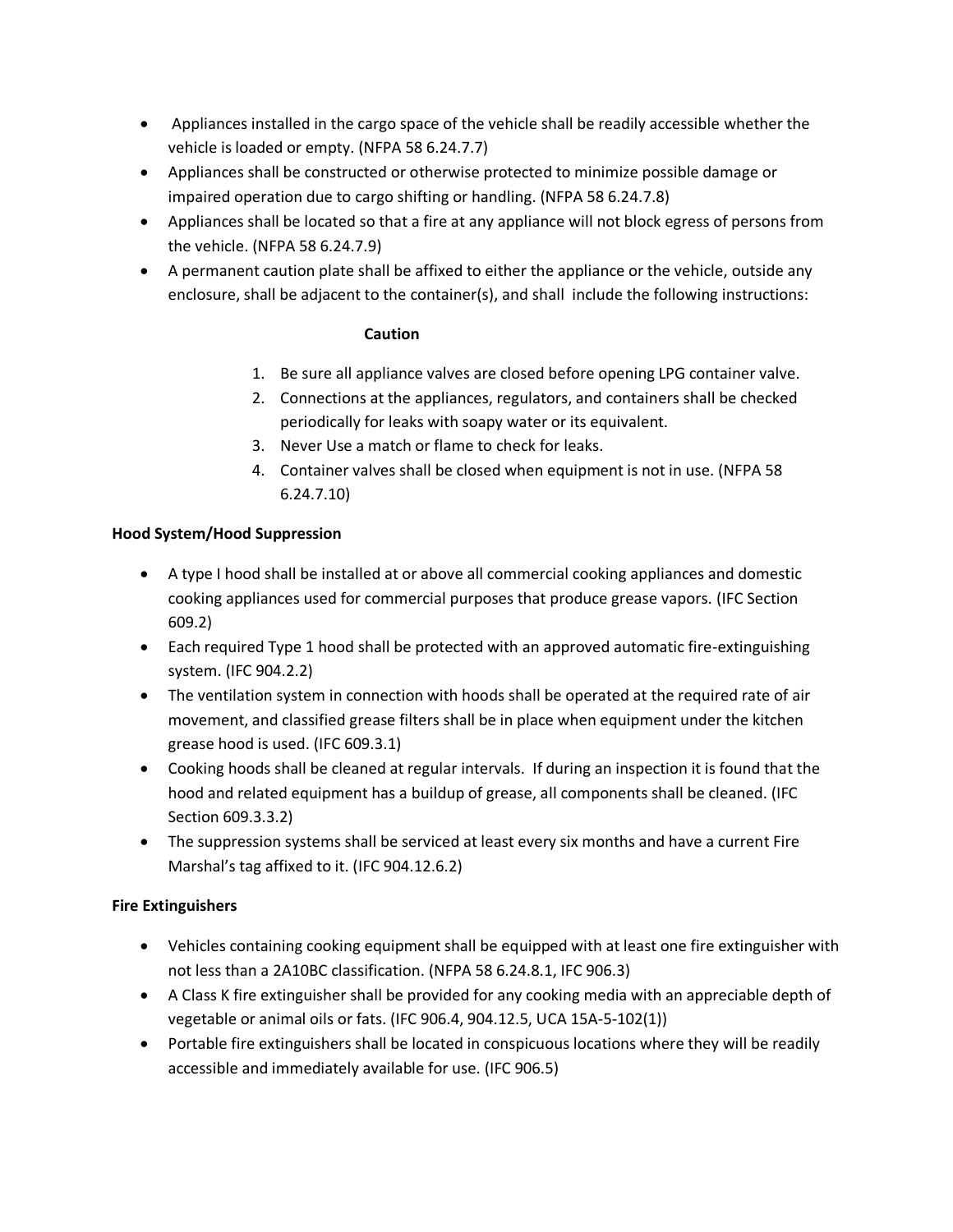- Appliances installed in the cargo space of the vehicle shall be readily accessible whether the vehicle is loaded or empty. (NFPA 58 6.24.7.7)
- Appliances shall be constructed or otherwise protected to minimize possible damage or impaired operation due to cargo shifting or handling. (NFPA 58 6.24.7.8)
- Appliances shall be located so that a fire at any appliance will not block egress of persons from the vehicle. (NFPA 58 6.24.7.9)
- A permanent caution plate shall be affixed to either the appliance or the vehicle, outside any enclosure, shall be adjacent to the container(s), and shall include the following instructions:

**Caution**

1. Be sure all appliance valves are closed before opening LPG container valve.
2. Connections at the appliances, regulators, and containers shall be checked periodically for leaks with soapy water or its equivalent.
3. Never Use a match or flame to check for leaks.
4. Container valves shall be closed when equipment is not in use. (NFPA 58 6.24.7.10)

**Hood System/Hood Suppression**

- A type I hood shall be installed at or above all commercial cooking appliances and domestic cooking appliances used for commercial purposes that produce grease vapors. (IFC Section 609.2)
- Each required Type 1 hood shall be protected with an approved automatic fire-extinguishing system. (IFC 904.2.2)
- The ventilation system in connection with hoods shall be operated at the required rate of air movement, and classified grease filters shall be in place when equipment under the kitchen grease hood is used. (IFC 609.3.1)
- Cooking hoods shall be cleaned at regular intervals. If during an inspection it is found that the hood and related equipment has a buildup of grease, all components shall be cleaned. (IFC Section 609.3.3.2)
- The suppression systems shall be serviced at least every six months and have a current Fire Marshal's tag affixed to it. (IFC 904.12.6.2)

**Fire Extinguishers**

- Vehicles containing cooking equipment shall be equipped with at least one fire extinguisher with not less than a 2A10BC classification. (NFPA 58 6.24.8.1, IFC 906.3)
- A Class K fire extinguisher shall be provided for any cooking media with an appreciable depth of vegetable or animal oils or fats. (IFC 906.4, 904.12.5, UCA 15A-5-102(1))
- Portable fire extinguishers shall be located in conspicuous locations where they will be readily accessible and immediately available for use. (IFC 906.5)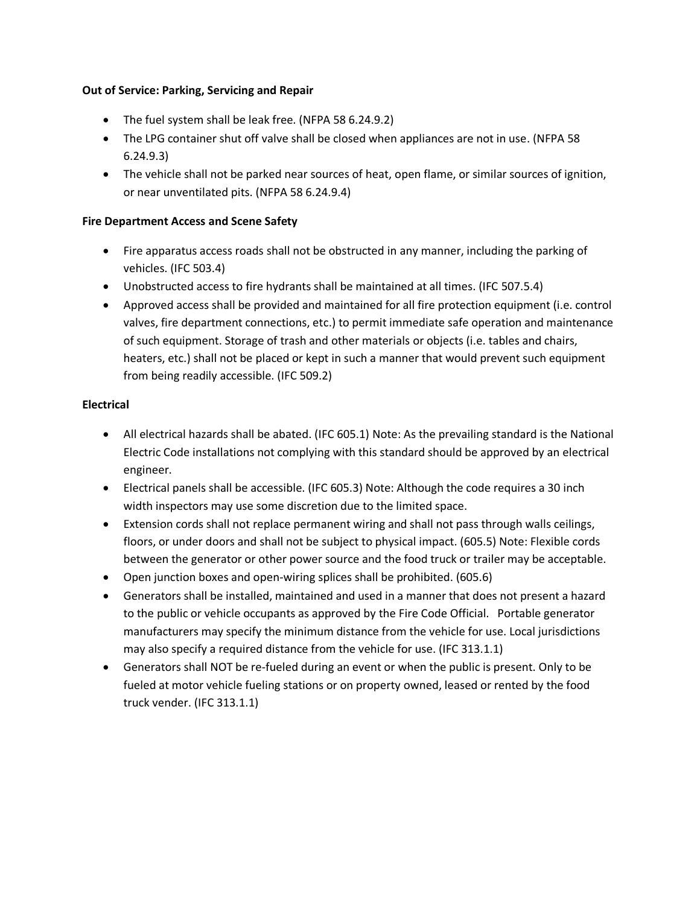**Out of Service: Parking, Servicing and Repair**

- The fuel system shall be leak free. (NFPA 58 6.24.9.2)
- The LPG container shut off valve shall be closed when appliances are not in use. (NFPA 58 6.24.9.3)
- The vehicle shall not be parked near sources of heat, open flame, or similar sources of ignition, or near unventilated pits. (NFPA 58 6.24.9.4)

**Fire Department Access and Scene Safety**

- Fire apparatus access roads shall not be obstructed in any manner, including the parking of vehicles. (IFC 503.4)
- Unobstructed access to fire hydrants shall be maintained at all times. (IFC 507.5.4)
- Approved access shall be provided and maintained for all fire protection equipment (i.e. control valves, fire department connections, etc.) to permit immediate safe operation and maintenance of such equipment. Storage of trash and other materials or objects (i.e. tables and chairs, heaters, etc.) shall not be placed or kept in such a manner that would prevent such equipment from being readily accessible. (IFC 509.2)

**Electrical**

- All electrical hazards shall be abated. (IFC 605.1) Note: As the prevailing standard is the National Electric Code installations not complying with this standard should be approved by an electrical engineer.
- Electrical panels shall be accessible. (IFC 605.3) Note: Although the code requires a 30 inch width inspectors may use some discretion due to the limited space.
- Extension cords shall not replace permanent wiring and shall not pass through walls ceilings, floors, or under doors and shall not be subject to physical impact. (605.5) Note: Flexible cords between the generator or other power source and the food truck or trailer may be acceptable.
- Open junction boxes and open-wiring splices shall be prohibited. (605.6)
- Generators shall be installed, maintained and used in a manner that does not present a hazard to the public or vehicle occupants as approved by the Fire Code Official. Portable generator manufacturers may specify the minimum distance from the vehicle for use. Local jurisdictions may also specify a required distance from the vehicle for use. (IFC 313.1.1)
- Generators shall NOT be re-fueled during an event or when the public is present. Only to be fueled at motor vehicle fueling stations or on property owned, leased or rented by the food truck vender. (IFC 313.1.1)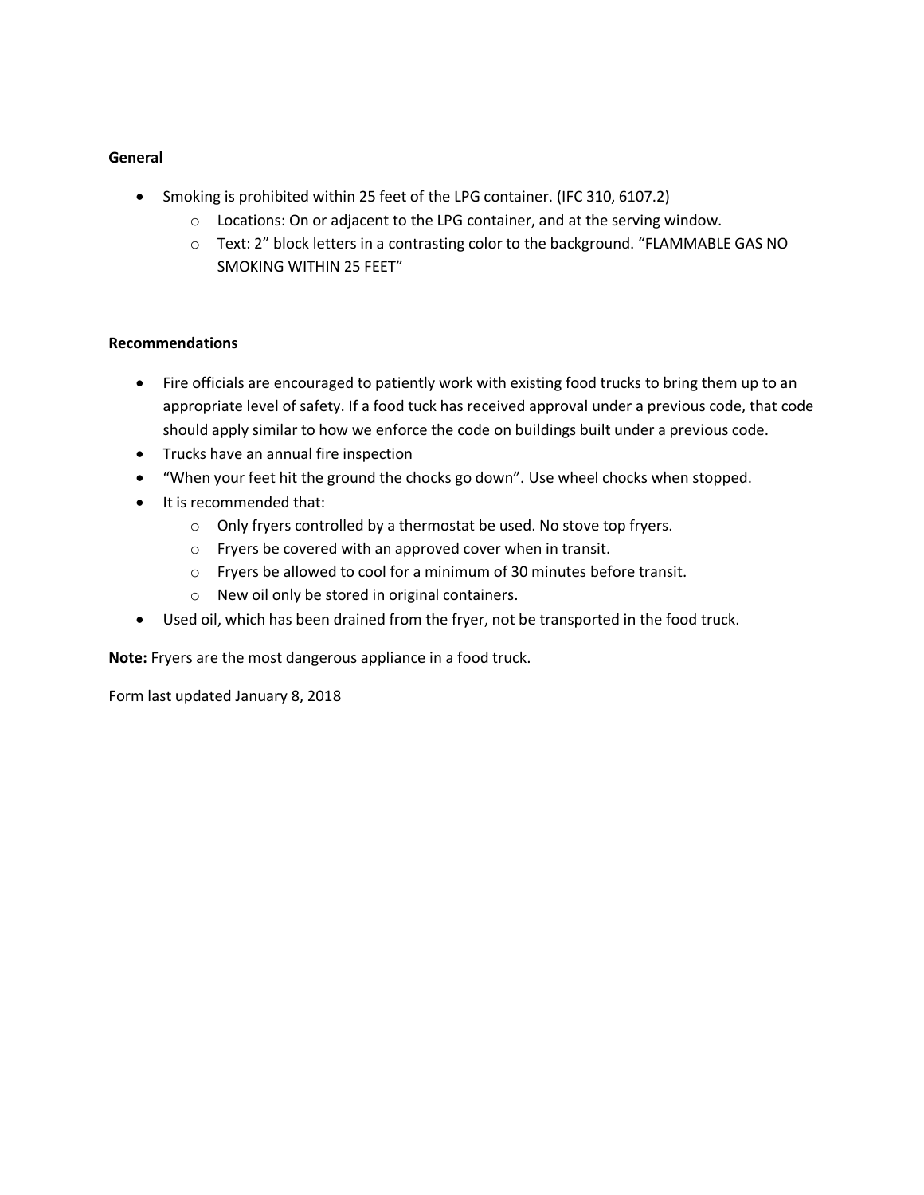**General**

- Smoking is prohibited within 25 feet of the LPG container. (IFC 310, 6107.2)
    - Locations: On or adjacent to the LPG container, and at the serving window.
    - Text: 2" block letters in a contrasting color to the background. "FLAMMABLE GAS NO SMOKING WITHIN 25 FEET"

**Recommendations**

- Fire officials are encouraged to patiently work with existing food trucks to bring them up to an appropriate level of safety. If a food tuck has received approval under a previous code, that code should apply similar to how we enforce the code on buildings built under a previous code.
- Trucks have an annual fire inspection
- "When your feet hit the ground the chocks go down". Use wheel chocks when stopped.
- It is recommended that:
    - Only fryers controlled by a thermostat be used. No stove top fryers.
    - Fryers be covered with an approved cover when in transit.
    - Fryers be allowed to cool for a minimum of 30 minutes before transit.
    - New oil only be stored in original containers.
- Used oil, which has been drained from the fryer, not be transported in the food truck.

**Note:** Fryers are the most dangerous appliance in a food truck.

Form last updated January 8, 2018